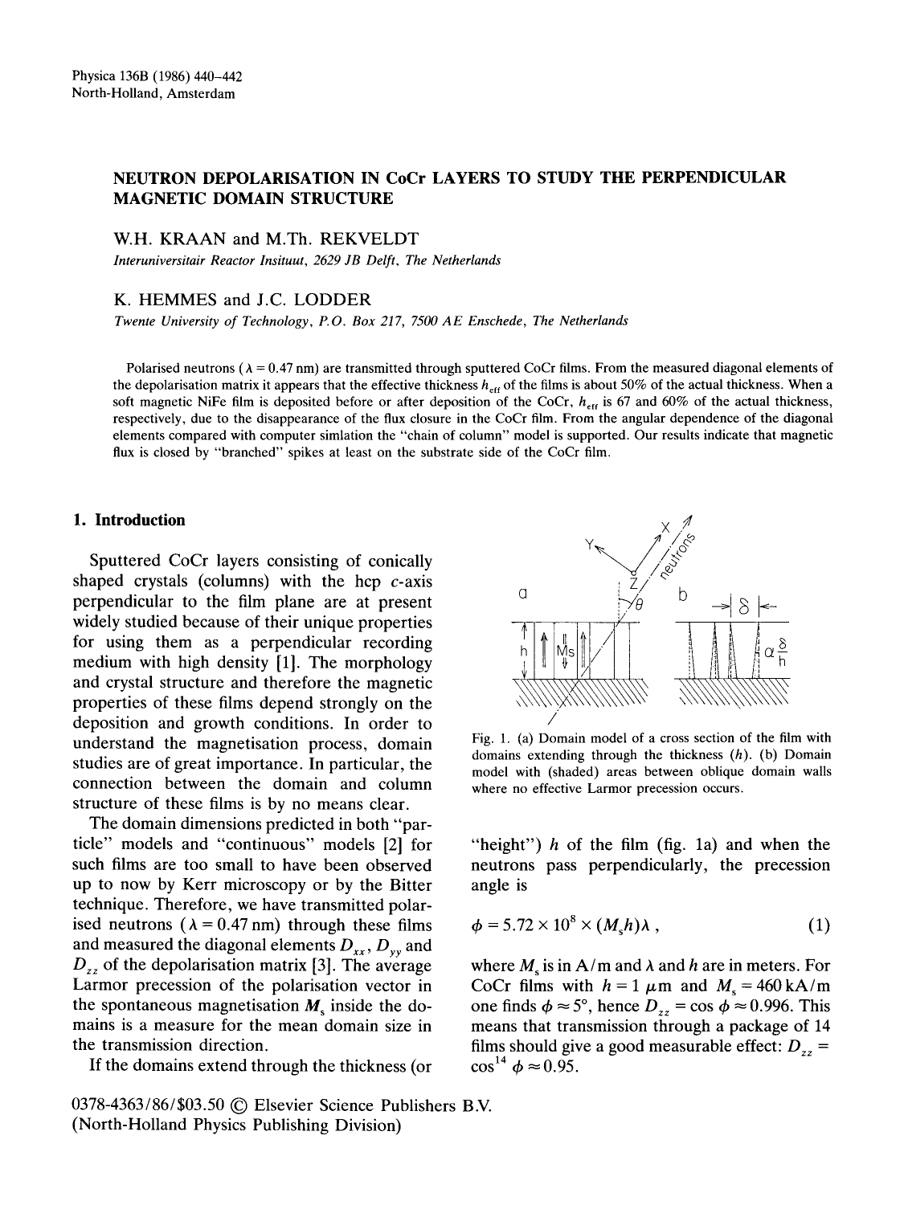# NEUTRON DEPOLARISATION IN CoCr LAYERS TO STUDY THE PERPENDICULAR MAGNETIC DOMAIN STRUCTURE

W.H. KRAAN and M.Th. REKVELDT

*Interuniversitair Reactor Insituut, 2629 JB Delft, The Netherlands*

K. HEMMES and J.C. LODDER

*Twente University of Technology, P.O. Box 217, 7500 AE Enschede, The Netherlands*

Polarised neutrons ($\lambda = 0.47$ nm) are transmitted through sputtered CoCr films. From the measured diagonal elements of the depolarisation matrix it appears that the effective thickness $h_{eff}$ of the films is about 50% of the actual thickness. When a soft magnetic NiFe film is deposited before or after deposition of the CoCr, $h_{eff}$ is 67 and 60% of the actual thickness, respectively, due to the disappearance of the flux closure in the CoCr film. From the angular dependence of the diagonal elements compared with computer simlation the "chain of column" model is supported. Our results indicate that magnetic flux is closed by "branched" spikes at least on the substrate side of the CoCr film.

## 1. Introduction

Sputtered CoCr layers consisting of conically shaped crystals (columns) with the hcp *c*-axis perpendicular to the film plane are at present widely studied because of their unique properties for using them as a perpendicular recording medium with high density [1]. The morphology and crystal structure and therefore the magnetic properties of these films depend strongly on the deposition and growth conditions. In order to understand the magnetisation process, domain studies are of great importance. In particular, the connection between the domain and column structure of these films is by no means clear.

The domain dimensions predicted in both "particle" models and "continuous" models [2] for such films are too small to have been observed up to now by Kerr microscopy or by the Bitter technique. Therefore, we have transmitted polarised neutrons ($\lambda = 0.47$ nm) through these films and measured the diagonal elements $D_{xx}$, $D_{yy}$ and $D_{zz}$ of the depolarisation matrix [3]. The average Larmor precession of the polarisation vector in the spontaneous magnetisation $M_s$ inside the domains is a measure for the mean domain size in the transmission direction.

If the domains extend through the thickness (or "height") $h$ of the film (fig. 1a) and when the neutrons pass perpendicularly, the precession angle is

$$\phi = 5.72 \times 10^{8} \times (M_s h)\lambda \,, \tag{1}$$

where $M_s$ is in A/m and $\lambda$ and $h$ are in meters. For CoCr films with $h = 1\ \mu$m and $M_s = 460$ kA/m one finds $\phi \approx 5°$, hence $D_{zz} = \cos\phi \approx 0.996$. This means that transmission through a package of 14 films should give a good measurable effect: $D_{zz} = \cos^{14}\phi \approx 0.95$.

Fig. 1. (a) Domain model of a cross section of the film with domains extending through the thickness ($h$). (b) Domain model with (shaded) areas between oblique domain walls where no effective Larmor precession occurs.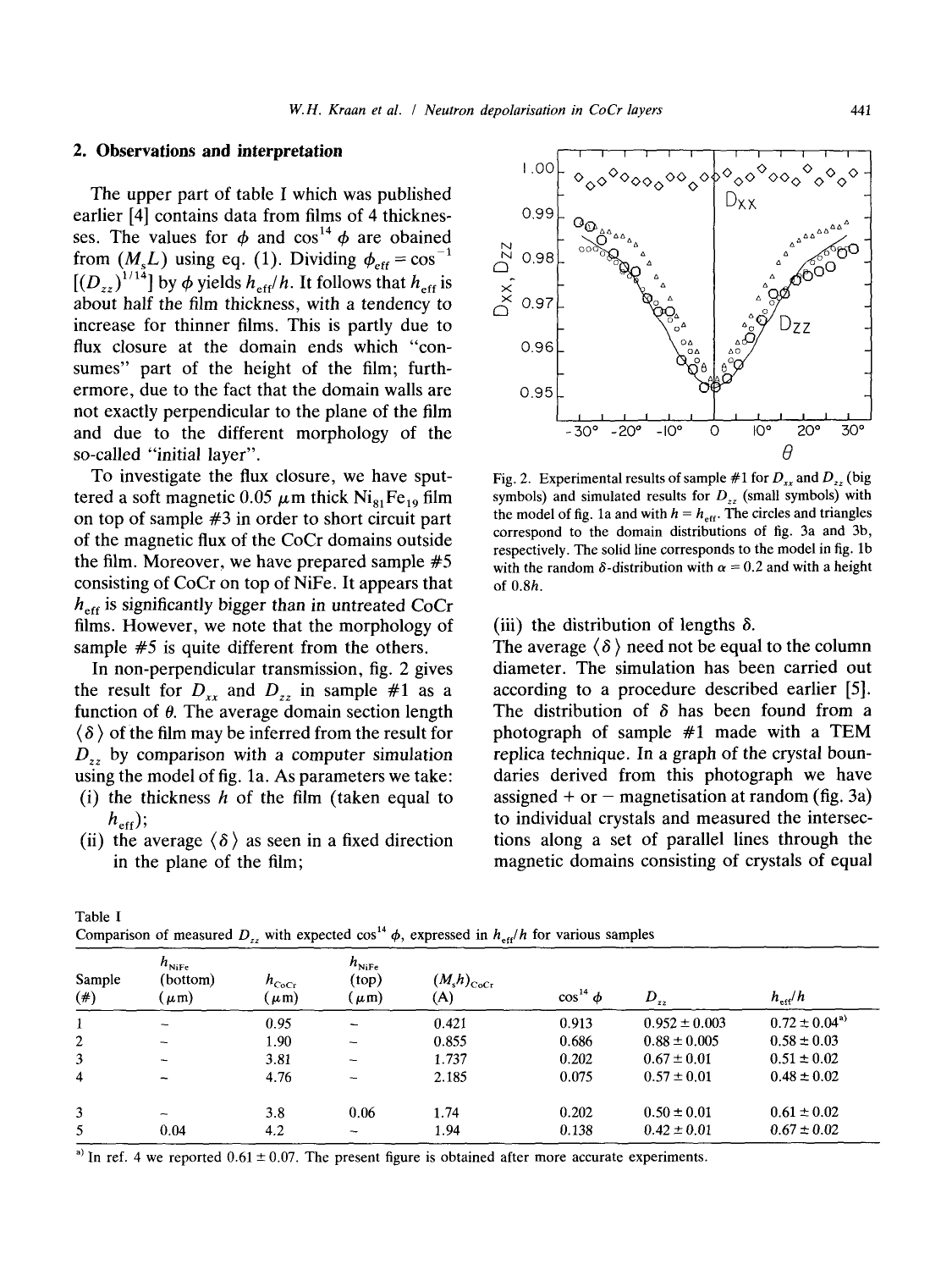## 2. Observations and interpretation

The upper part of table I which was published earlier [4] contains data from films of 4 thicknesses. The values for $\phi$ and $\cos^{14}\phi$ are obained from $(M_sL)$ using eq. (1). Dividing $\phi_{\text{eff}} = \cos^{-1}[(D_{zz})^{1/14}]$ by $\phi$ yields $h_{\text{eff}}/h$. It follows that $h_{\text{eff}}$ is about half the film thickness, with a tendency to increase for thinner films. This is partly due to flux closure at the domain ends which "consumes" part of the height of the film; furthermore, due to the fact that the domain walls are not exactly perpendicular to the plane of the film and due to the different morphology of the so-called "initial layer".

To investigate the flux closure, we have sputtered a soft magnetic 0.05 μm thick $Ni_{81}Fe_{19}$ film on top of sample #3 in order to short circuit part of the magnetic flux of the CoCr domains outside the film. Moreover, we have prepared sample #5 consisting of CoCr on top of NiFe. It appears that $h_{\text{eff}}$ is significantly bigger than in untreated CoCr films. However, we note that the morphology of sample #5 is quite different from the others.

In non-perpendicular transmission, fig. 2 gives the result for $D_{xx}$ and $D_{zz}$ in sample #1 as a function of $\theta$. The average domain section length $\langle\delta\rangle$ of the film may be inferred from the result for $D_{zz}$ by comparison with a computer simulation using the model of fig. 1a. As parameters we take:

(i) the thickness $h$ of the film (taken equal to $h_{\text{eff}}$);

(ii) the average $\langle\delta\rangle$ as seen in a fixed direction in the plane of the film;

Fig. 2. Experimental results of sample #1 for $D_{xx}$ and $D_{zz}$ (big symbols) and simulated results for $D_{zz}$ (small symbols) with the model of fig. 1a and with $h = h_{\text{eff}}$. The circles and triangles correspond to the domain distributions of fig. 3a and 3b, respectively. The solid line corresponds to the model in fig. 1b with the random $\delta$-distribution with $\alpha = 0.2$ and with a height of $0.8h$.

(iii) the distribution of lengths $\delta$.

The average $\langle\delta\rangle$ need not be equal to the column diameter. The simulation has been carried out according to a procedure described earlier [5]. The distribution of $\delta$ has been found from a photograph of sample #1 made with a TEM replica technique. In a graph of the crystal boundaries derived from this photograph we have assigned + or − magnetisation at random (fig. 3a) to individual crystals and measured the intersections along a set of parallel lines through the magnetic domains consisting of crystals of equal

Table I
Comparison of measured $D_{zz}$ with expected $\cos^{14}\phi$, expressed in $h_{\text{eff}}/h$ for various samples

| Sample (#) | $h_{\text{NiFe}}$ (bottom) (μm) | $h_{\text{CoCr}}$ (μm) | $h_{\text{NiFe}}$ (top) (μm) | $(M_sh)_{\text{CoCr}}$ (A) | $\cos^{14}\phi$ | $D_{zz}$ | $h_{\text{eff}}/h$ |
|---|---|---|---|---|---|---|---|
| 1 | – | 0.95 | – | 0.421 | 0.913 | 0.952 ± 0.003 | 0.72 ± 0.04 [a] |
| 2 | – | 1.90 | – | 0.855 | 0.686 | 0.88 ± 0.005 | 0.58 ± 0.03 |
| 3 | – | 3.81 | – | 1.737 | 0.202 | 0.67 ± 0.01 | 0.51 ± 0.02 |
| 4 | – | 4.76 | – | 2.185 | 0.075 | 0.57 ± 0.01 | 0.48 ± 0.02 |
| 3 | – | 3.8 | 0.06 | 1.74 | 0.202 | 0.50 ± 0.01 | 0.61 ± 0.02 |
| 5 | 0.04 | 4.2 | – | 1.94 | 0.138 | 0.42 ± 0.01 | 0.67 ± 0.02 |

[a] In ref. 4 we reported 0.61 ± 0.07. The present figure is obtained after more accurate experiments.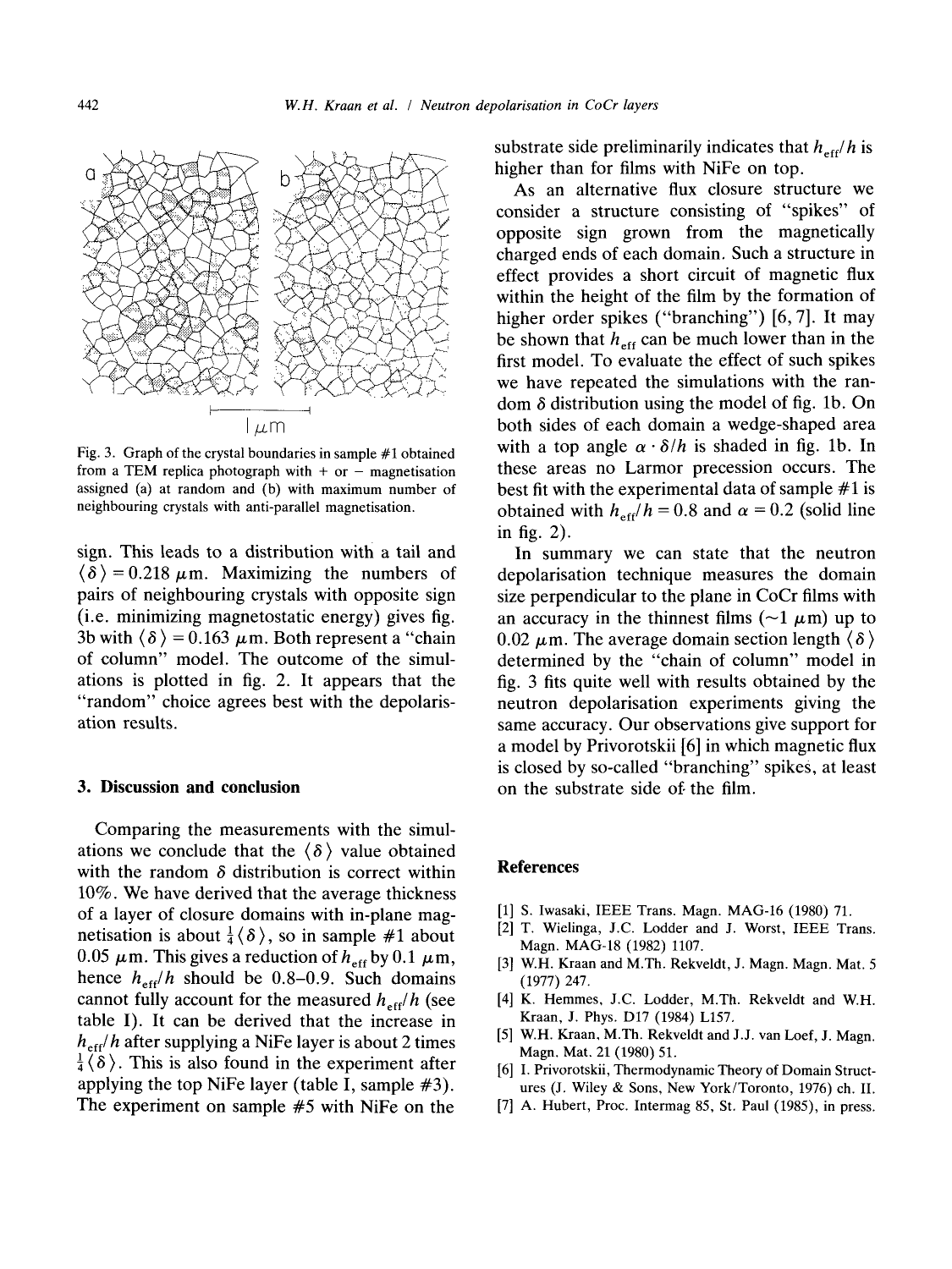a

b

1 $\mu$m

Fig. 3. Graph of the crystal boundaries in sample #1 obtained from a TEM replica photograph with + or − magnetisation assigned (a) at random and (b) with maximum number of neighbouring crystals with anti-parallel magnetisation.

sign. This leads to a distribution with a tail and $\langle \delta \rangle = 0.218$ $\mu$m. Maximizing the numbers of pairs of neighbouring crystals with opposite sign (i.e. minimizing magnetostatic energy) gives fig. 3b with $\langle \delta \rangle = 0.163$ $\mu$m. Both represent a "chain of column" model. The outcome of the simulations is plotted in fig. 2. It appears that the "random" choice agrees best with the depolarisation results.

## 3. Discussion and conclusion

Comparing the measurements with the simulations we conclude that the $\langle \delta \rangle$ value obtained with the random $\delta$ distribution is correct within 10%. We have derived that the average thickness of a layer of closure domains with in-plane magnetisation is about $\frac{1}{4}\langle \delta \rangle$, so in sample #1 about 0.05 $\mu$m. This gives a reduction of $h_{\mathrm{eff}}$ by 0.1 $\mu$m, hence $h_{\mathrm{eff}}/h$ should be 0.8–0.9. Such domains cannot fully account for the measured $h_{\mathrm{eff}}/h$ (see table I). It can be derived that the increase in $h_{\mathrm{eff}}/h$ after supplying a NiFe layer is about 2 times $\frac{1}{4}\langle \delta \rangle$. This is also found in the experiment after applying the top NiFe layer (table I, sample #3). The experiment on sample #5 with NiFe on the substrate side preliminarily indicates that $h_{\mathrm{eff}}/h$ is higher than for films with NiFe on top.

As an alternative flux closure structure we consider a structure consisting of "spikes" of opposite sign grown from the magnetically charged ends of each domain. Such a structure in effect provides a short circuit of magnetic flux within the height of the film by the formation of higher order spikes ("branching") [6, 7]. It may be shown that $h_{\mathrm{eff}}$ can be much lower than in the first model. To evaluate the effect of such spikes we have repeated the simulations with the random $\delta$ distribution using the model of fig. 1b. On both sides of each domain a wedge-shaped area with a top angle $\alpha \cdot \delta/h$ is shaded in fig. 1b. In these areas no Larmor precession occurs. The best fit with the experimental data of sample #1 is obtained with $h_{\mathrm{eff}}/h = 0.8$ and $\alpha = 0.2$ (solid line in fig. 2).

In summary we can state that the neutron depolarisation technique measures the domain size perpendicular to the plane in CoCr films with an accuracy in the thinnest films (~1 $\mu$m) up to 0.02 $\mu$m. The average domain section length $\langle \delta \rangle$ determined by the "chain of column" model in fig. 3 fits quite well with results obtained by the neutron depolarisation experiments giving the same accuracy. Our observations give support for a model by Privorotskii [6] in which magnetic flux is closed by so-called "branching" spikes, at least on the substrate side of the film.

## References

[1] S. Iwasaki, IEEE Trans. Magn. MAG-16 (1980) 71.

[2] T. Wielinga, J.C. Lodder and J. Worst, IEEE Trans. Magn. MAG-18 (1982) 1107.

[3] W.H. Kraan and M.Th. Rekveldt, J. Magn. Magn. Mat. 5 (1977) 247.

[4] K. Hemmes, J.C. Lodder, M.Th. Rekveldt and W.H. Kraan, J. Phys. D17 (1984) L157.

[5] W.H. Kraan, M.Th. Rekveldt and J.J. van Loef, J. Magn. Magn. Mat. 21 (1980) 51.

[6] I. Privorotskii, Thermodynamic Theory of Domain Structures (J. Wiley & Sons, New York/Toronto, 1976) ch. II.

[7] A. Hubert, Proc. Intermag 85, St. Paul (1985), in press.